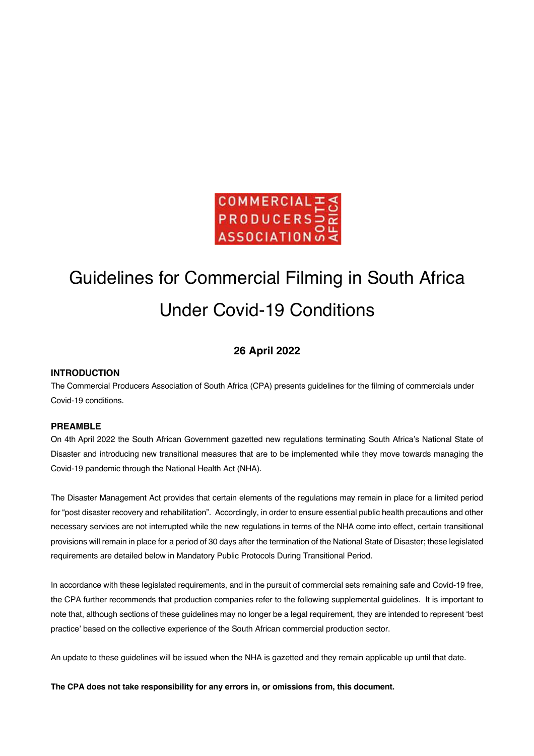# Guidelines for Commercial Filming in South Africa Under Covid-19 Conditions

**26 April 2022**

## INTRODUCTION

The Commercial Producers Association of South Africa (CPA) presents guidelines for the filming of commercials under Covid-19 conditions.

## PREAMBLE

On 4th April 2022 the South African Government gazetted new regulations terminating South Africa's National State of Disaster and introducing new transitional measures that are to be implemented while they move towards managing the Covid-19 pandemic through the National Health Act (NHA).

The Disaster Management Act provides that certain elements of the regulations may remain in place for a limited period for "post disaster recovery and rehabilitation". Accordingly, in order to ensure essential public health precautions and other necessary services are not interrupted while the new regulations in terms of the NHA come into effect, certain transitional provisions will remain in place for a period of 30 days after the termination of the National State of Disaster; these legislated requirements are detailed below in Mandatory Public Protocols During Transitional Period.

In accordance with these legislated requirements, and in the pursuit of commercial sets remaining safe and Covid-19 free, the CPA further recommends that production companies refer to the following supplemental guidelines. It is important to note that, although sections of these guidelines may no longer be a legal requirement, they are intended to represent 'best practice' based on the collective experience of the South African commercial production sector.

An update to these guidelines will be issued when the NHA is gazetted and they remain applicable up until that date.

**The CPA does not take responsibility for any errors in, or omissions from, this document.**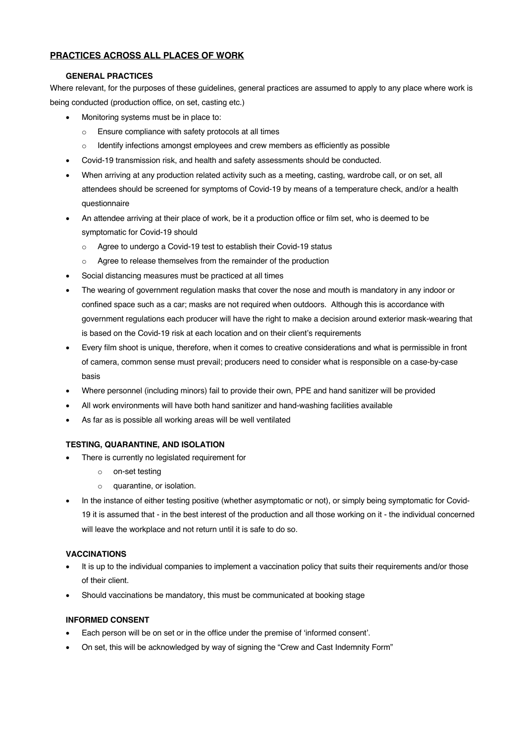## PRACTICES ACROSS ALL PLACES OF WORK

### GENERAL PRACTICES

Where relevant, for the purposes of these guidelines, general practices are assumed to apply to any place where work is being conducted (production office, on set, casting etc.)

- Monitoring systems must be in place to:
  - Ensure compliance with safety protocols at all times
  - Identify infections amongst employees and crew members as efficiently as possible
- Covid-19 transmission risk, and health and safety assessments should be conducted.
- When arriving at any production related activity such as a meeting, casting, wardrobe call, or on set, all attendees should be screened for symptoms of Covid-19 by means of a temperature check, and/or a health questionnaire
- An attendee arriving at their place of work, be it a production office or film set, who is deemed to be symptomatic for Covid-19 should
  - Agree to undergo a Covid-19 test to establish their Covid-19 status
  - Agree to release themselves from the remainder of the production
- Social distancing measures must be practiced at all times
- The wearing of government regulation masks that cover the nose and mouth is mandatory in any indoor or confined space such as a car; masks are not required when outdoors. Although this is accordance with government regulations each producer will have the right to make a decision around exterior mask-wearing that is based on the Covid-19 risk at each location and on their client's requirements
- Every film shoot is unique, therefore, when it comes to creative considerations and what is permissible in front of camera, common sense must prevail; producers need to consider what is responsible on a case-by-case basis
- Where personnel (including minors) fail to provide their own, PPE and hand sanitizer will be provided
- All work environments will have both hand sanitizer and hand-washing facilities available
- As far as is possible all working areas will be well ventilated

### TESTING, QUARANTINE, AND ISOLATION

- There is currently no legislated requirement for
  - on-set testing
  - quarantine, or isolation.
- In the instance of either testing positive (whether asymptomatic or not), or simply being symptomatic for Covid-19 it is assumed that - in the best interest of the production and all those working on it - the individual concerned will leave the workplace and not return until it is safe to do so.

### VACCINATIONS

- It is up to the individual companies to implement a vaccination policy that suits their requirements and/or those of their client.
- Should vaccinations be mandatory, this must be communicated at booking stage

### INFORMED CONSENT

- Each person will be on set or in the office under the premise of 'informed consent'.
- On set, this will be acknowledged by way of signing the "Crew and Cast Indemnity Form"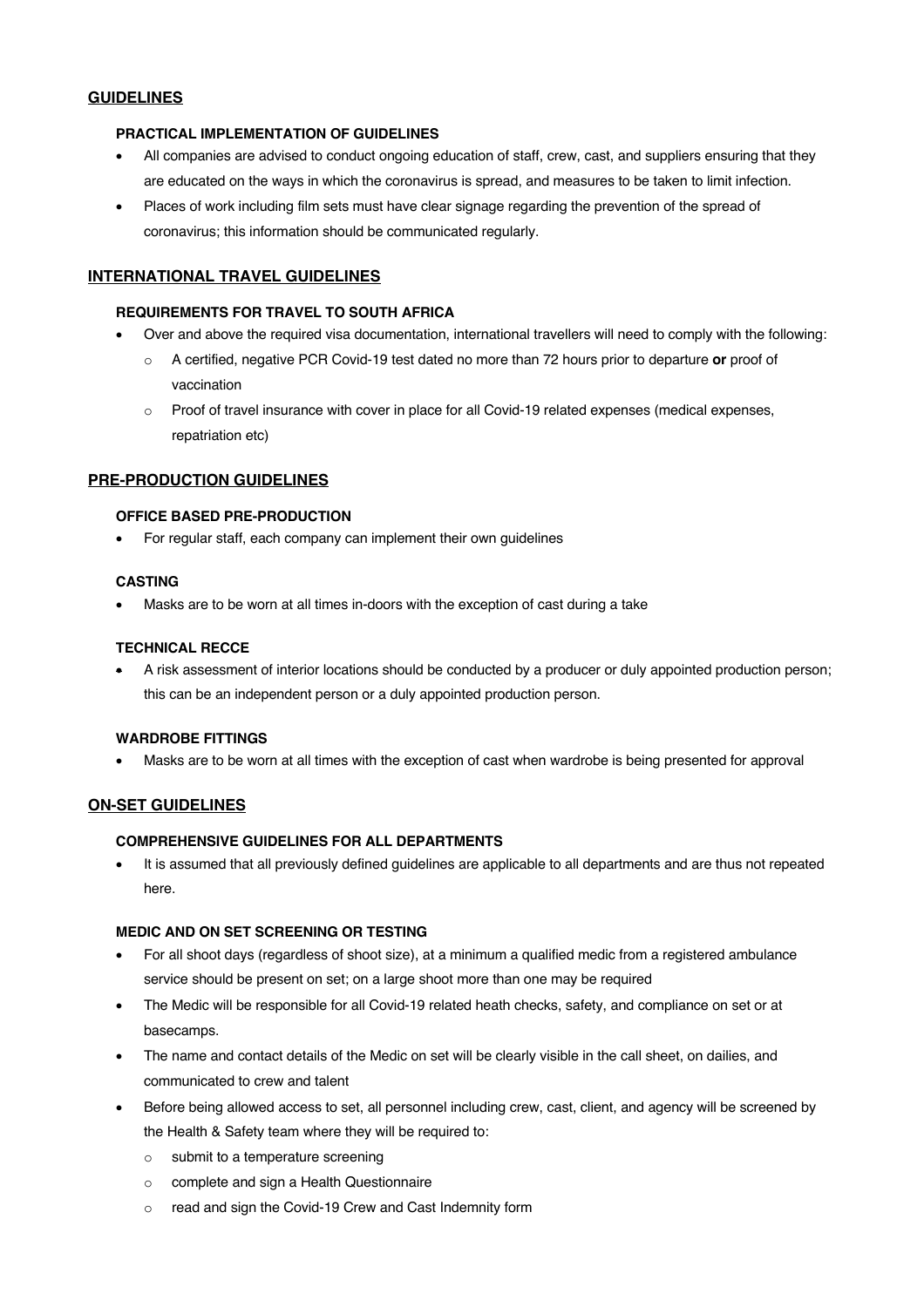## GUIDELINES

### PRACTICAL IMPLEMENTATION OF GUIDELINES

- All companies are advised to conduct ongoing education of staff, crew, cast, and suppliers ensuring that they are educated on the ways in which the coronavirus is spread, and measures to be taken to limit infection.
- Places of work including film sets must have clear signage regarding the prevention of the spread of coronavirus; this information should be communicated regularly.

## INTERNATIONAL TRAVEL GUIDELINES

### REQUIREMENTS FOR TRAVEL TO SOUTH AFRICA

- Over and above the required visa documentation, international travellers will need to comply with the following:
  - A certified, negative PCR Covid-19 test dated no more than 72 hours prior to departure **or** proof of vaccination
  - Proof of travel insurance with cover in place for all Covid-19 related expenses (medical expenses, repatriation etc)

## PRE-PRODUCTION GUIDELINES

### OFFICE BASED PRE-PRODUCTION

- For regular staff, each company can implement their own guidelines

### CASTING

- Masks are to be worn at all times in-doors with the exception of cast during a take

### TECHNICAL RECCE

- A risk assessment of interior locations should be conducted by a producer or duly appointed production person; this can be an independent person or a duly appointed production person.

### WARDROBE FITTINGS

- Masks are to be worn at all times with the exception of cast when wardrobe is being presented for approval

## ON-SET GUIDELINES

### COMPREHENSIVE GUIDELINES FOR ALL DEPARTMENTS

- It is assumed that all previously defined guidelines are applicable to all departments and are thus not repeated here.

### MEDIC AND ON SET SCREENING OR TESTING

- For all shoot days (regardless of shoot size), at a minimum a qualified medic from a registered ambulance service should be present on set; on a large shoot more than one may be required
- The Medic will be responsible for all Covid-19 related heath checks, safety, and compliance on set or at basecamps.
- The name and contact details of the Medic on set will be clearly visible in the call sheet, on dailies, and communicated to crew and talent
- Before being allowed access to set, all personnel including crew, cast, client, and agency will be screened by the Health & Safety team where they will be required to:
  - submit to a temperature screening
  - complete and sign a Health Questionnaire
  - read and sign the Covid-19 Crew and Cast Indemnity form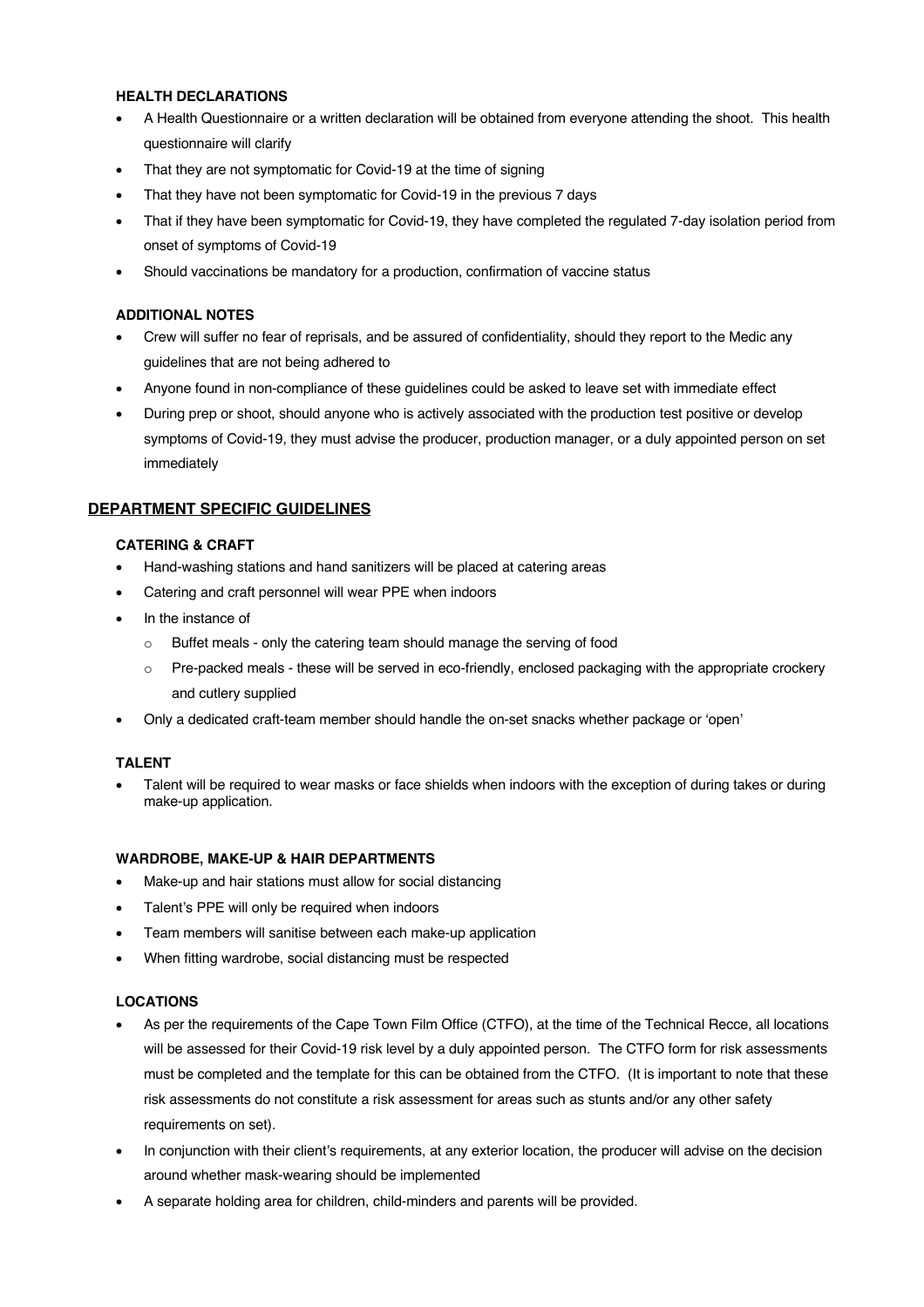### HEALTH DECLARATIONS

- A Health Questionnaire or a written declaration will be obtained from everyone attending the shoot. This health questionnaire will clarify
- That they are not symptomatic for Covid-19 at the time of signing
- That they have not been symptomatic for Covid-19 in the previous 7 days
- That if they have been symptomatic for Covid-19, they have completed the regulated 7-day isolation period from onset of symptoms of Covid-19
- Should vaccinations be mandatory for a production, confirmation of vaccine status

### ADDITIONAL NOTES

- Crew will suffer no fear of reprisals, and be assured of confidentiality, should they report to the Medic any guidelines that are not being adhered to
- Anyone found in non-compliance of these guidelines could be asked to leave set with immediate effect
- During prep or shoot, should anyone who is actively associated with the production test positive or develop symptoms of Covid-19, they must advise the producer, production manager, or a duly appointed person on set immediately

## DEPARTMENT SPECIFIC GUIDELINES

### CATERING & CRAFT

- Hand-washing stations and hand sanitizers will be placed at catering areas
- Catering and craft personnel will wear PPE when indoors
- In the instance of
  - Buffet meals - only the catering team should manage the serving of food
  - Pre-packed meals - these will be served in eco-friendly, enclosed packaging with the appropriate crockery and cutlery supplied
- Only a dedicated craft-team member should handle the on-set snacks whether package or 'open'

### TALENT

- Talent will be required to wear masks or face shields when indoors with the exception of during takes or during make-up application.

### WARDROBE, MAKE-UP & HAIR DEPARTMENTS

- Make-up and hair stations must allow for social distancing
- Talent's PPE will only be required when indoors
- Team members will sanitise between each make-up application
- When fitting wardrobe, social distancing must be respected

### LOCATIONS

- As per the requirements of the Cape Town Film Office (CTFO), at the time of the Technical Recce, all locations will be assessed for their Covid-19 risk level by a duly appointed person. The CTFO form for risk assessments must be completed and the template for this can be obtained from the CTFO. (It is important to note that these risk assessments do not constitute a risk assessment for areas such as stunts and/or any other safety requirements on set).
- In conjunction with their client's requirements, at any exterior location, the producer will advise on the decision around whether mask-wearing should be implemented
- A separate holding area for children, child-minders and parents will be provided.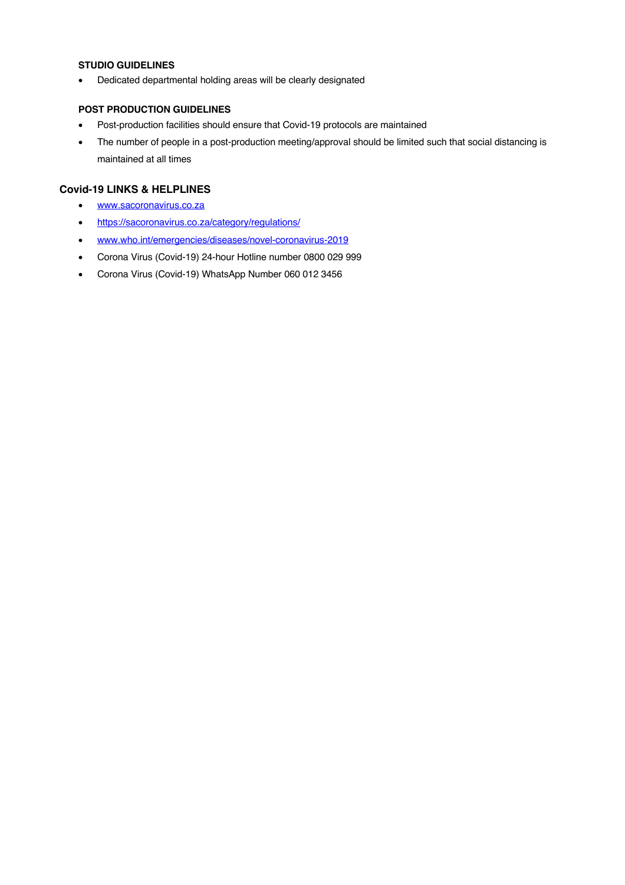### STUDIO GUIDELINES

- Dedicated departmental holding areas will be clearly designated

### POST PRODUCTION GUIDELINES

- Post-production facilities should ensure that Covid-19 protocols are maintained
- The number of people in a post-production meeting/approval should be limited such that social distancing is maintained at all times

## Covid-19 LINKS & HELPLINES

- [www.sacoronavirus.co.za](http://www.sacoronavirus.co.za)
- [https://sacoronavirus.co.za/category/regulations/](https://sacoronavirus.co.za/category/regulations/)
- [www.who.int/emergencies/diseases/novel-coronavirus-2019](http://www.who.int/emergencies/diseases/novel-coronavirus-2019)
- Corona Virus (Covid-19) 24-hour Hotline number 0800 029 999
- Corona Virus (Covid-19) WhatsApp Number 060 012 3456